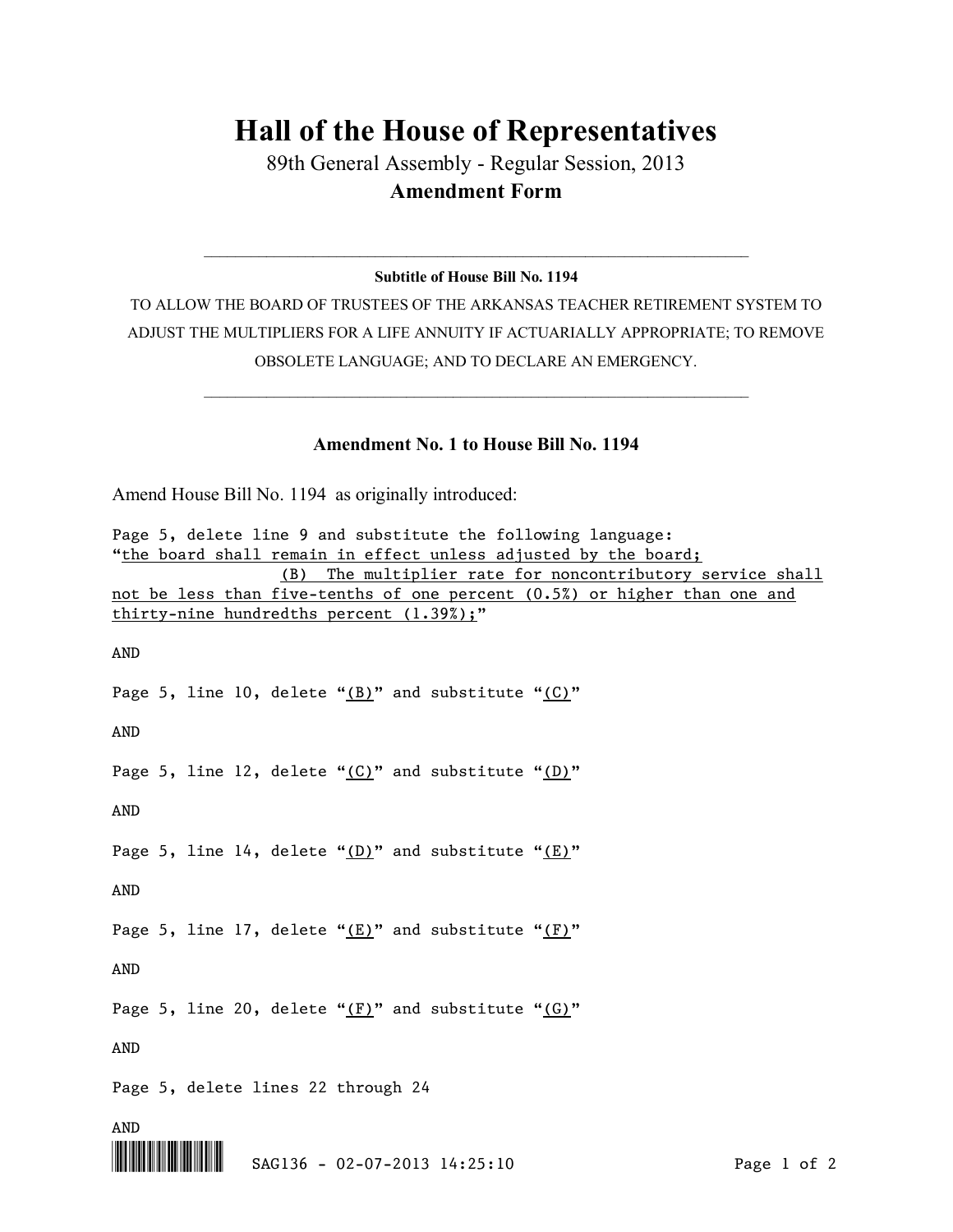# Hall of the House of Representatives

89th General Assembly - Regular Session, 2013

**Amendment Form**

---

**Subtitle of House Bill No. 1194**

TO ALLOW THE BOARD OF TRUSTEES OF THE ARKANSAS TEACHER RETIREMENT SYSTEM TO ADJUST THE MULTIPLIERS FOR A LIFE ANNUITY IF ACTUARIALLY APPROPRIATE; TO REMOVE OBSOLETE LANGUAGE; AND TO DECLARE AN EMERGENCY.

---

**Amendment No. 1 to House Bill No. 1194**

Amend House Bill No. 1194 as originally introduced:

Page 5, delete line 9 and substitute the following language:
"the board shall remain in effect unless adjusted by the board;
(B) The multiplier rate for noncontributory service shall not be less than five-tenths of one percent (0.5%) or higher than one and thirty-nine hundredths percent (1.39%);"

AND

Page 5, line 10, delete "(B)" and substitute "(C)"

AND

Page 5, line 12, delete "(C)" and substitute "(D)"

AND

Page 5, line 14, delete "(D)" and substitute "(E)"

AND

Page 5, line 17, delete "(E)" and substitute "(F)"

AND

Page 5, line 20, delete "(F)" and substitute "(G)"

AND

Page 5, delete lines 22 through 24

AND

SAG136 - 02-07-2013 14:25:10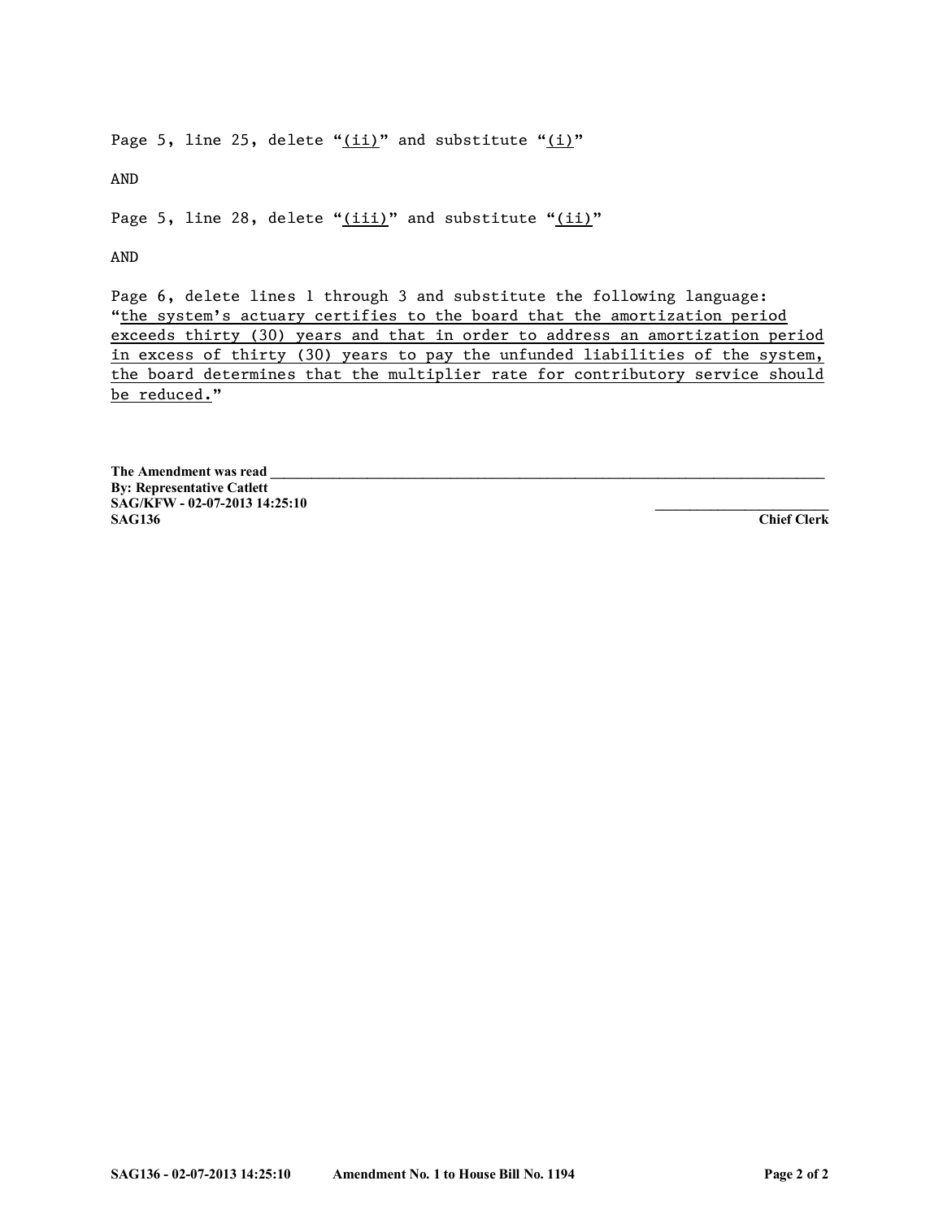Page 5, line 25, delete "<u>(ii)</u>" and substitute "<u>(i)</u>"

AND

Page 5, line 28, delete "<u>(iii)</u>" and substitute "<u>(ii)</u>"

AND

Page 6, delete lines 1 through 3 and substitute the following language: "<u>the system's actuary certifies to the board that the amortization period exceeds thirty (30) years and that in order to address an amortization period in excess of thirty (30) years to pay the unfunded liabilities of the system, the board determines that the multiplier rate for contributory service should be reduced.</u>"

**The Amendment was read** ____________________________________________
**By: Representative Catlett**
**SAG/KFW - 02-07-2013 14:25:10** ________________________
**SAG136** **Chief Clerk**